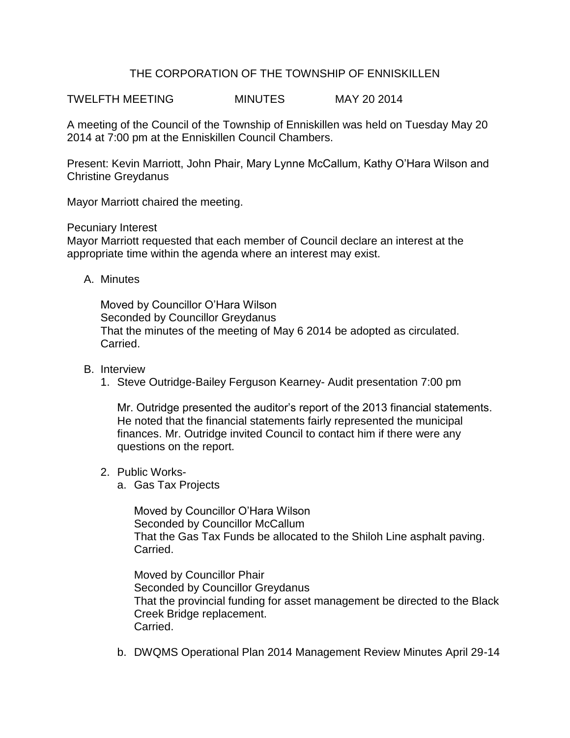# THE CORPORATION OF THE TOWNSHIP OF ENNISKILLEN

TWELFTH MEETING MINUTES MAY 20 2014

A meeting of the Council of the Township of Enniskillen was held on Tuesday May 20 2014 at 7:00 pm at the Enniskillen Council Chambers.

Present: Kevin Marriott, John Phair, Mary Lynne McCallum, Kathy O'Hara Wilson and Christine Greydanus

Mayor Marriott chaired the meeting.

Pecuniary Interest
Mayor Marriott requested that each member of Council declare an interest at the appropriate time within the agenda where an interest may exist.

A. Minutes

Moved by Councillor O'Hara Wilson
Seconded by Councillor Greydanus
That the minutes of the meeting of May 6 2014 be adopted as circulated.
Carried.

B. Interview

1. Steve Outridge-Bailey Ferguson Kearney- Audit presentation 7:00 pm

   Mr. Outridge presented the auditor's report of the 2013 financial statements. He noted that the financial statements fairly represented the municipal finances. Mr. Outridge invited Council to contact him if there were any questions on the report.

2. Public Works-

   a. Gas Tax Projects

      Moved by Councillor O'Hara Wilson
      Seconded by Councillor McCallum
      That the Gas Tax Funds be allocated to the Shiloh Line asphalt paving.
      Carried.

      Moved by Councillor Phair
      Seconded by Councillor Greydanus
      That the provincial funding for asset management be directed to the Black Creek Bridge replacement.
      Carried.

   b. DWQMS Operational Plan 2014 Management Review Minutes April 29-14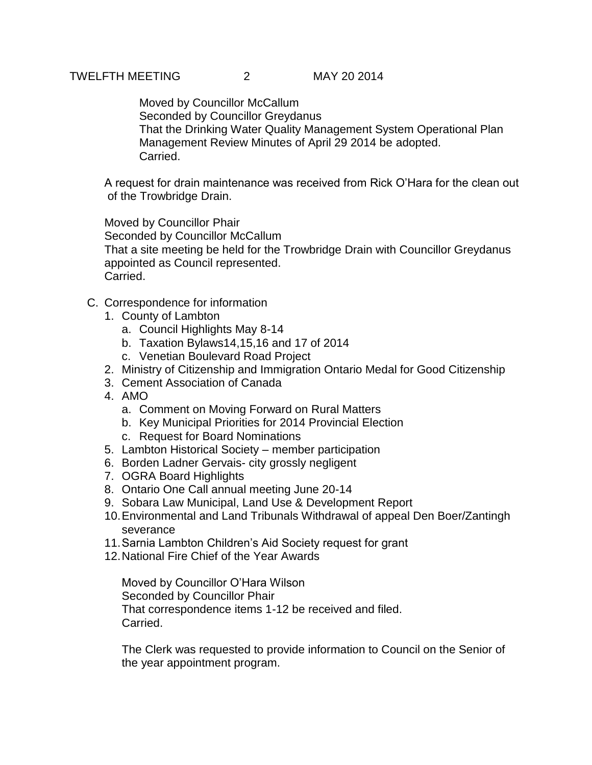Moved by Councillor McCallum
Seconded by Councillor Greydanus
That the Drinking Water Quality Management System Operational Plan Management Review Minutes of April 29 2014 be adopted.
Carried.

A request for drain maintenance was received from Rick O'Hara for the clean out of the Trowbridge Drain.

Moved by Councillor Phair
Seconded by Councillor McCallum
That a site meeting be held for the Trowbridge Drain with Councillor Greydanus appointed as Council represented.
Carried.

C. Correspondence for information
   1. County of Lambton
      a. Council Highlights May 8-14
      b. Taxation Bylaws14,15,16 and 17 of 2014
      c. Venetian Boulevard Road Project
   2. Ministry of Citizenship and Immigration Ontario Medal for Good Citizenship
   3. Cement Association of Canada
   4. AMO
      a. Comment on Moving Forward on Rural Matters
      b. Key Municipal Priorities for 2014 Provincial Election
      c. Request for Board Nominations
   5. Lambton Historical Society – member participation
   6. Borden Ladner Gervais- city grossly negligent
   7. OGRA Board Highlights
   8. Ontario One Call annual meeting June 20-14
   9. Sobara Law Municipal, Land Use & Development Report
   10. Environmental and Land Tribunals Withdrawal of appeal Den Boer/Zantingh severance
   11. Sarnia Lambton Children's Aid Society request for grant
   12. National Fire Chief of the Year Awards

Moved by Councillor O'Hara Wilson
Seconded by Councillor Phair
That correspondence items 1-12 be received and filed.
Carried.

The Clerk was requested to provide information to Council on the Senior of the year appointment program.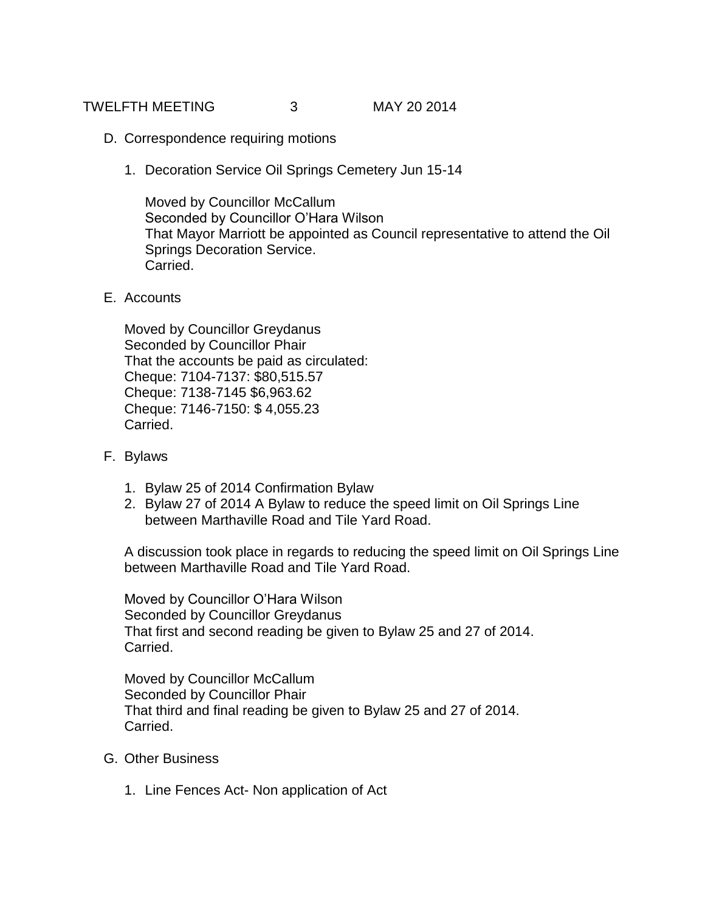D. Correspondence requiring motions

1. Decoration Service Oil Springs Cemetery Jun 15-14

   Moved by Councillor McCallum
   Seconded by Councillor O'Hara Wilson
   That Mayor Marriott be appointed as Council representative to attend the Oil Springs Decoration Service.
   Carried.

E. Accounts

   Moved by Councillor Greydanus
   Seconded by Councillor Phair
   That the accounts be paid as circulated:
   Cheque: 7104-7137: $80,515.57
   Cheque: 7138-7145 $6,963.62
   Cheque: 7146-7150: $ 4,055.23
   Carried.

F. Bylaws

1. Bylaw 25 of 2014 Confirmation Bylaw
2. Bylaw 27 of 2014 A Bylaw to reduce the speed limit on Oil Springs Line between Marthaville Road and Tile Yard Road.

   A discussion took place in regards to reducing the speed limit on Oil Springs Line between Marthaville Road and Tile Yard Road.

   Moved by Councillor O'Hara Wilson
   Seconded by Councillor Greydanus
   That first and second reading be given to Bylaw 25 and 27 of 2014.
   Carried.

   Moved by Councillor McCallum
   Seconded by Councillor Phair
   That third and final reading be given to Bylaw 25 and 27 of 2014.
   Carried.

G. Other Business

1. Line Fences Act- Non application of Act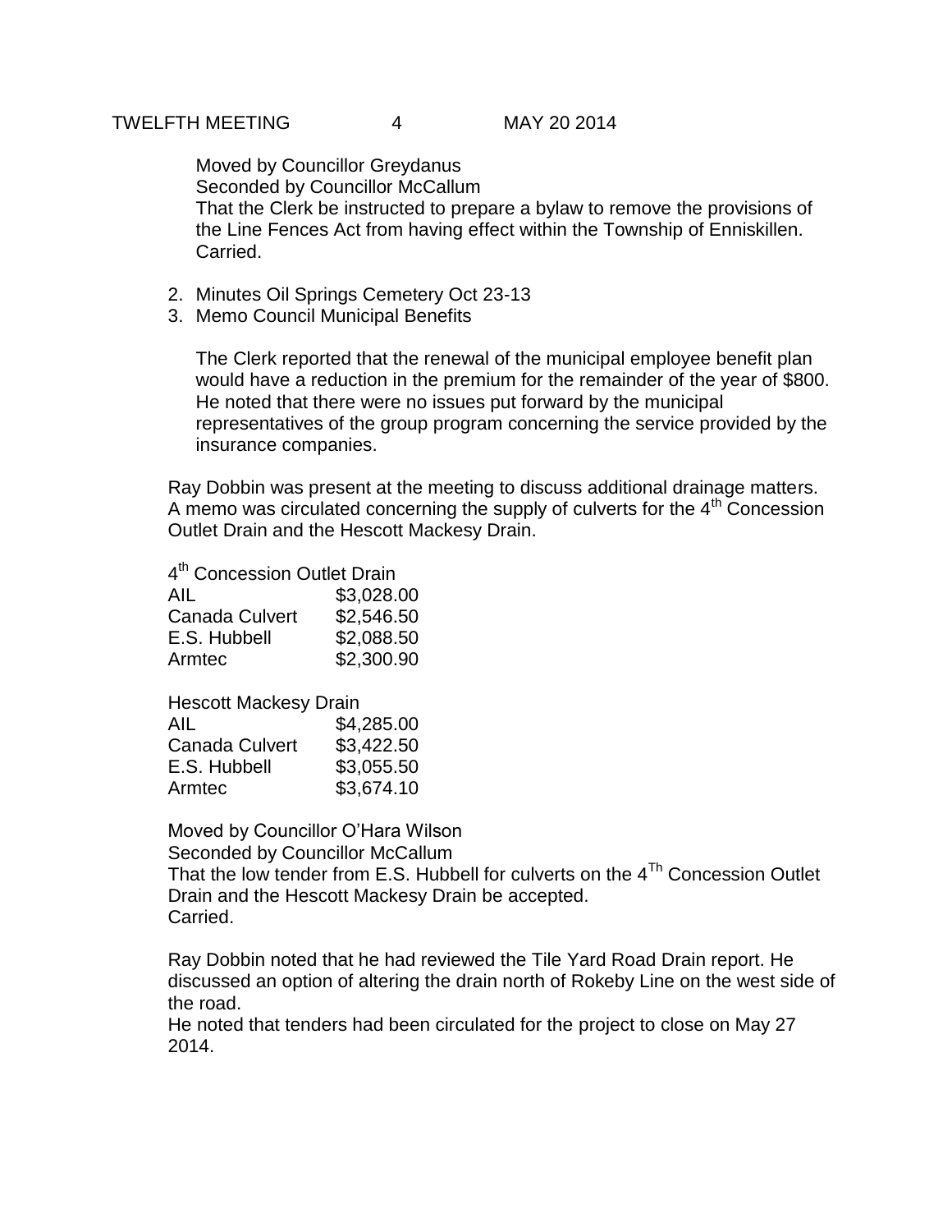Moved by Councillor Greydanus
Seconded by Councillor McCallum
That the Clerk be instructed to prepare a bylaw to remove the provisions of the Line Fences Act from having effect within the Township of Enniskillen.
Carried.

2. Minutes Oil Springs Cemetery Oct 23-13
3. Memo Council Municipal Benefits

   The Clerk reported that the renewal of the municipal employee benefit plan would have a reduction in the premium for the remainder of the year of $800. He noted that there were no issues put forward by the municipal representatives of the group program concerning the service provided by the insurance companies.

Ray Dobbin was present at the meeting to discuss additional drainage matters. A memo was circulated concerning the supply of culverts for the 4th Concession Outlet Drain and the Hescott Mackesy Drain.

| 4th Concession Outlet Drain | |
|---|---|
| AIL | $3,028.00 |
| Canada Culvert | $2,546.50 |
| E.S. Hubbell | $2,088.50 |
| Armtec | $2,300.90 |

| Hescott Mackesy Drain | |
|---|---|
| AIL | $4,285.00 |
| Canada Culvert | $3,422.50 |
| E.S. Hubbell | $3,055.50 |
| Armtec | $3,674.10 |

Moved by Councillor O'Hara Wilson
Seconded by Councillor McCallum
That the low tender from E.S. Hubbell for culverts on the 4Th Concession Outlet Drain and the Hescott Mackesy Drain be accepted.
Carried.

Ray Dobbin noted that he had reviewed the Tile Yard Road Drain report. He discussed an option of altering the drain north of Rokeby Line on the west side of the road.
He noted that tenders had been circulated for the project to close on May 27 2014.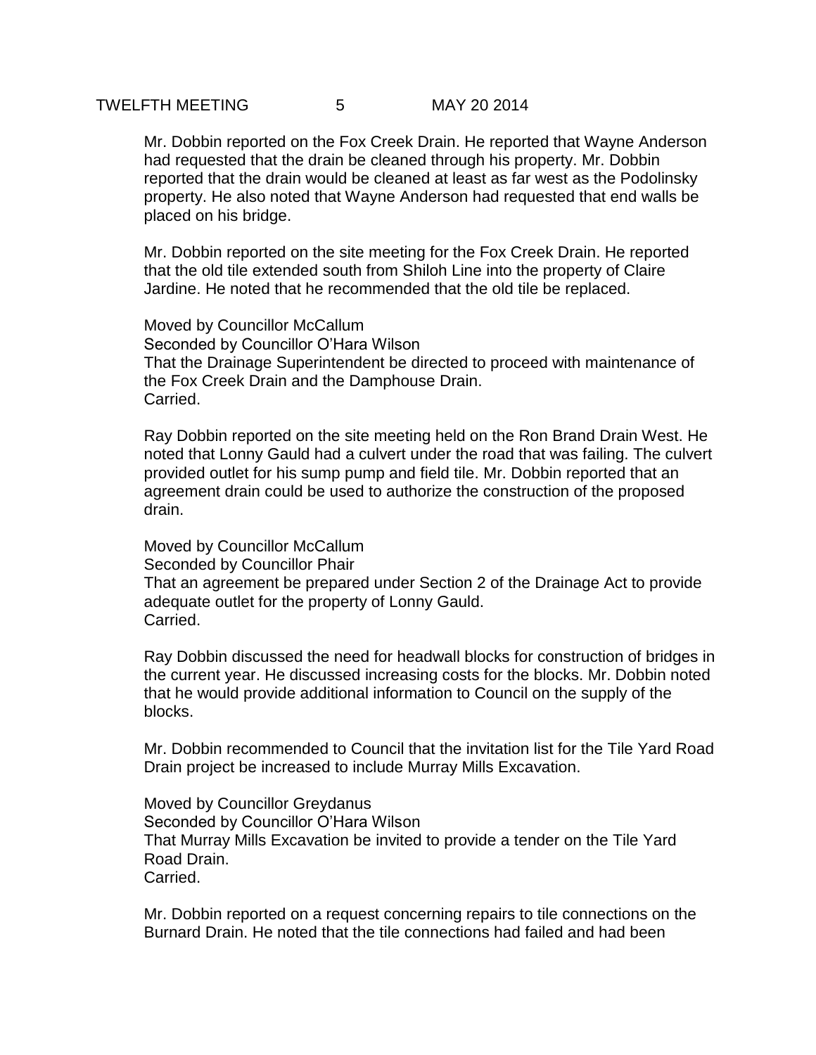Mr. Dobbin reported on the Fox Creek Drain. He reported that Wayne Anderson had requested that the drain be cleaned through his property. Mr. Dobbin reported that the drain would be cleaned at least as far west as the Podolinsky property. He also noted that Wayne Anderson had requested that end walls be placed on his bridge.

Mr. Dobbin reported on the site meeting for the Fox Creek Drain. He reported that the old tile extended south from Shiloh Line into the property of Claire Jardine. He noted that he recommended that the old tile be replaced.

Moved by Councillor McCallum
Seconded by Councillor O'Hara Wilson
That the Drainage Superintendent be directed to proceed with maintenance of the Fox Creek Drain and the Damphouse Drain.
Carried.

Ray Dobbin reported on the site meeting held on the Ron Brand Drain West. He noted that Lonny Gauld had a culvert under the road that was failing. The culvert provided outlet for his sump pump and field tile. Mr. Dobbin reported that an agreement drain could be used to authorize the construction of the proposed drain.

Moved by Councillor McCallum
Seconded by Councillor Phair
That an agreement be prepared under Section 2 of the Drainage Act to provide adequate outlet for the property of Lonny Gauld.
Carried.

Ray Dobbin discussed the need for headwall blocks for construction of bridges in the current year. He discussed increasing costs for the blocks. Mr. Dobbin noted that he would provide additional information to Council on the supply of the blocks.

Mr. Dobbin recommended to Council that the invitation list for the Tile Yard Road Drain project be increased to include Murray Mills Excavation.

Moved by Councillor Greydanus
Seconded by Councillor O'Hara Wilson
That Murray Mills Excavation be invited to provide a tender on the Tile Yard Road Drain.
Carried.

Mr. Dobbin reported on a request concerning repairs to tile connections on the Burnard Drain. He noted that the tile connections had failed and had been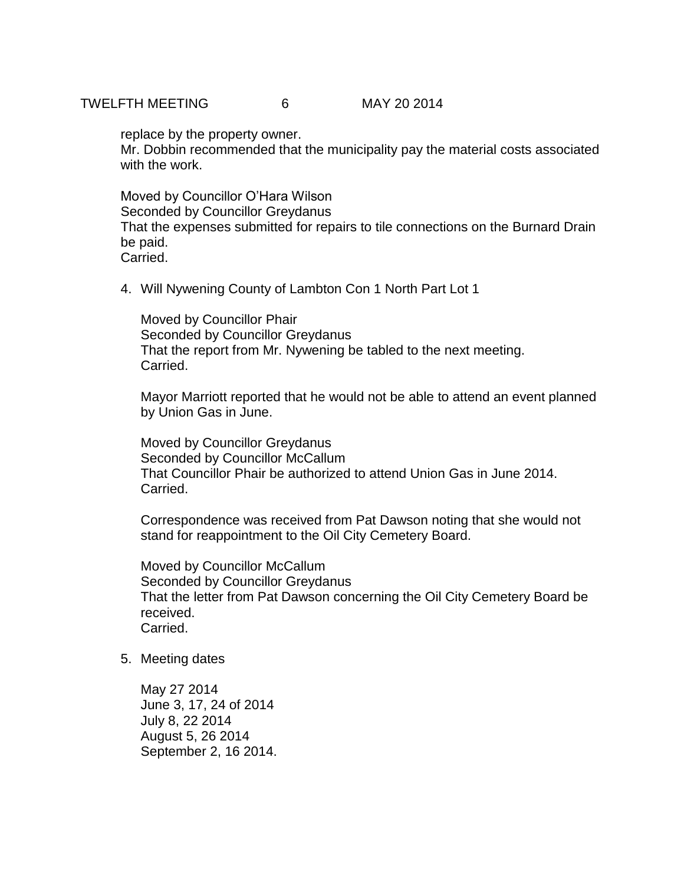replace by the property owner.
Mr. Dobbin recommended that the municipality pay the material costs associated with the work.

Moved by Councillor O'Hara Wilson
Seconded by Councillor Greydanus
That the expenses submitted for repairs to tile connections on the Burnard Drain be paid.
Carried.

4. Will Nywening County of Lambton Con 1 North Part Lot 1

   Moved by Councillor Phair
   Seconded by Councillor Greydanus
   That the report from Mr. Nywening be tabled to the next meeting.
   Carried.

   Mayor Marriott reported that he would not be able to attend an event planned by Union Gas in June.

   Moved by Councillor Greydanus
   Seconded by Councillor McCallum
   That Councillor Phair be authorized to attend Union Gas in June 2014.
   Carried.

   Correspondence was received from Pat Dawson noting that she would not stand for reappointment to the Oil City Cemetery Board.

   Moved by Councillor McCallum
   Seconded by Councillor Greydanus
   That the letter from Pat Dawson concerning the Oil City Cemetery Board be received.
   Carried.

5. Meeting dates

   May 27 2014
   June 3, 17, 24 of 2014
   July 8, 22 2014
   August 5, 26 2014
   September 2, 16 2014.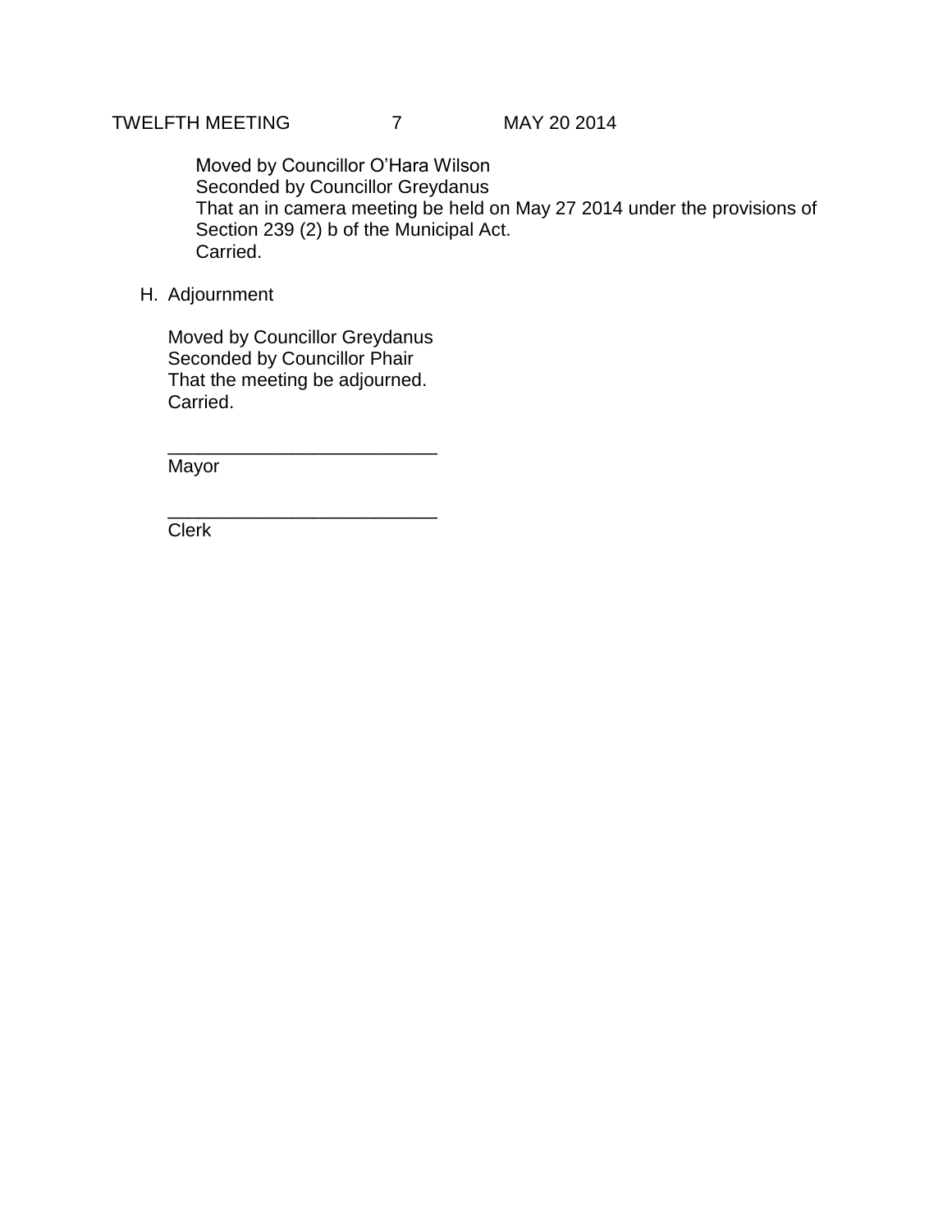Moved by Councillor O'Hara Wilson
Seconded by Councillor Greydanus
That an in camera meeting be held on May 27 2014 under the provisions of Section 239 (2) b of the Municipal Act.
Carried.

H. Adjournment

Moved by Councillor Greydanus
Seconded by Councillor Phair
That the meeting be adjourned.
Carried.

___________________________
Mayor

___________________________
Clerk